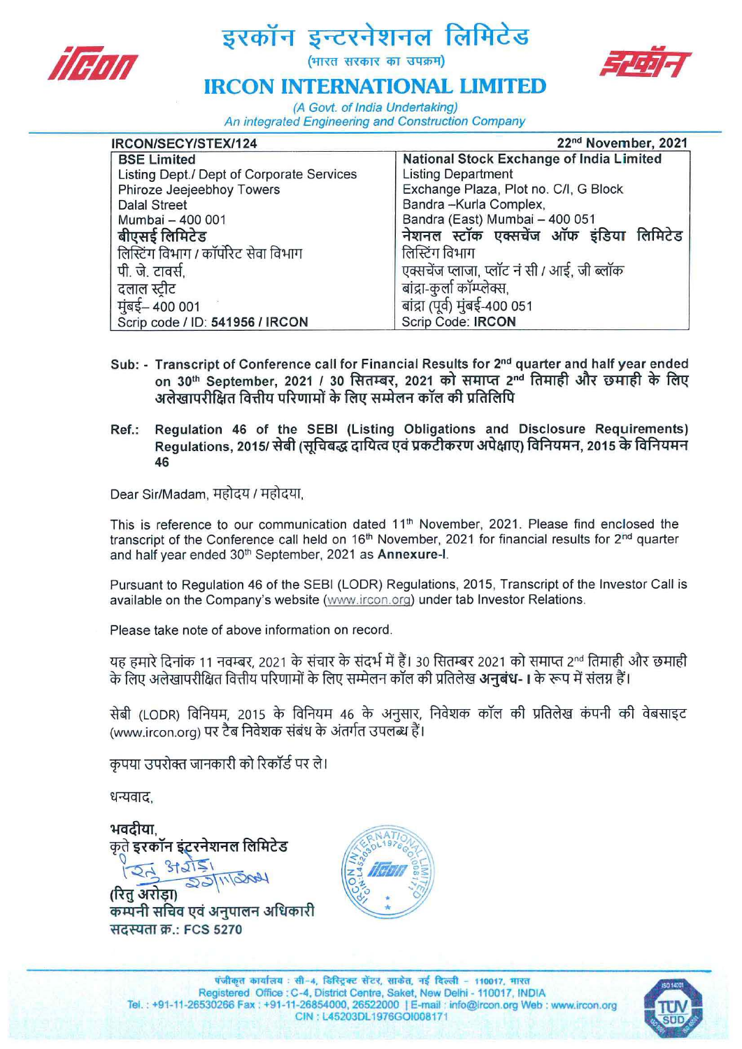# इरकॉन इन्टरनेशनल लिमिटेड

(भारत सरकार का उपक्रम)

# IRCON INTERNATIONAL LIMITED

*(A Govt. of India Undertaking)*
*An integrated Engineering and Construction Company*

**IRCON/SECY/STEX/124** **22nd November, 2021**

| **BSE Limited**<br>Listing Dept./ Dept of Corporate Services<br>Phiroze Jeejeebhoy Towers<br>Dalal Street<br>Mumbai – 400 001<br>**बीएसई लिमिटेड**<br>लिस्टिंग विभाग / कॉर्पोरेट सेवा विभाग<br>पी. जे. टावर्स,<br>दलाल स्ट्रीट<br>मुंबई– 400 001<br>Scrip code / ID: **541956 / IRCON** | **National Stock Exchange of India Limited**<br>Listing Department<br>Exchange Plaza, Plot no. C/I, G Block<br>Bandra –Kurla Complex,<br>Bandra (East) Mumbai – 400 051<br>**नेशनल स्टॉक एक्सचेंज ऑफ इंडिया लिमिटेड**<br>लिस्टिंग विभाग<br>एक्सचेंज प्लाजा, प्लॉट नं सी / आई, जी ब्लॉक<br>बांद्रा-कुर्ला कॉम्प्लेक्स,<br>बांद्रा (पूर्व) मुंबई-400 051<br>Scrip Code: **IRCON** |
|---|---|

**Sub: - Transcript of Conference call for Financial Results for 2nd quarter and half year ended on 30th September, 2021 / 30 सितम्बर, 2021 को समाप्त 2nd तिमाही और छमाही के लिए अलेखापरीक्षित वित्तीय परिणामों के लिए सम्मेलन कॉल की प्रतिलिपि**

**Ref.: Regulation 46 of the SEBI (Listing Obligations and Disclosure Requirements) Regulations, 2015/ सेबी (सूचिबद्ध दायित्व एवं प्रकटीकरण अपेक्षाए) विनियमन, 2015 के विनियमन 46**

Dear Sir/Madam, महोदय / महोदया,

This is reference to our communication dated 11th November, 2021. Please find enclosed the transcript of the Conference call held on 16th November, 2021 for financial results for 2nd quarter and half year ended 30th September, 2021 as **Annexure-I**.

Pursuant to Regulation 46 of the SEBI (LODR) Regulations, 2015, Transcript of the Investor Call is available on the Company's website (www.ircon.org) under tab Investor Relations.

Please take note of above information on record.

यह हमारे दिनांक 11 नवम्बर, 2021 के संचार के संदर्भ में हैं। 30 सितम्बर 2021 को समाप्त 2nd तिमाही और छमाही के लिए अलेखापरीक्षित वित्तीय परिणामों के लिए सम्मेलन कॉल की प्रतिलेख **अनुबंध- I** के रूप में संलग्न हैं।

सेबी (LODR) विनियम, 2015 के विनियम 46 के अनुसार, निवेशक कॉल की प्रतिलेख कंपनी की वेबसाइट (www.ircon.org) पर टैब निवेशक संबंध के अंतर्गत उपलब्ध हैं।

कृपया उपरोक्त जानकारी को रिकॉर्ड पर ले।

धन्यवाद,

**भवदीया,**
**कृते इरकॉन इंटरनेशनल लिमिटेड**

**(रितु अरोड़ा)**
**कम्पनी सचिव एवं अनुपालन अधिकारी**
**सदस्यता क्र.: FCS 5270**

पंजीकृत कार्यालय : सी-4, डिस्ट्रिक्ट सेंटर, साकेत, नई दिल्ली - 110017, भारत
Registered Office : C-4, District Centre, Saket, New Delhi - 110017, INDIA
Tel. : +91-11-26530266 Fax : +91-11-26854000, 26522000 | E-mail : info@ircon.org Web : www.ircon.org
CIN : L45203DL1976GOI008171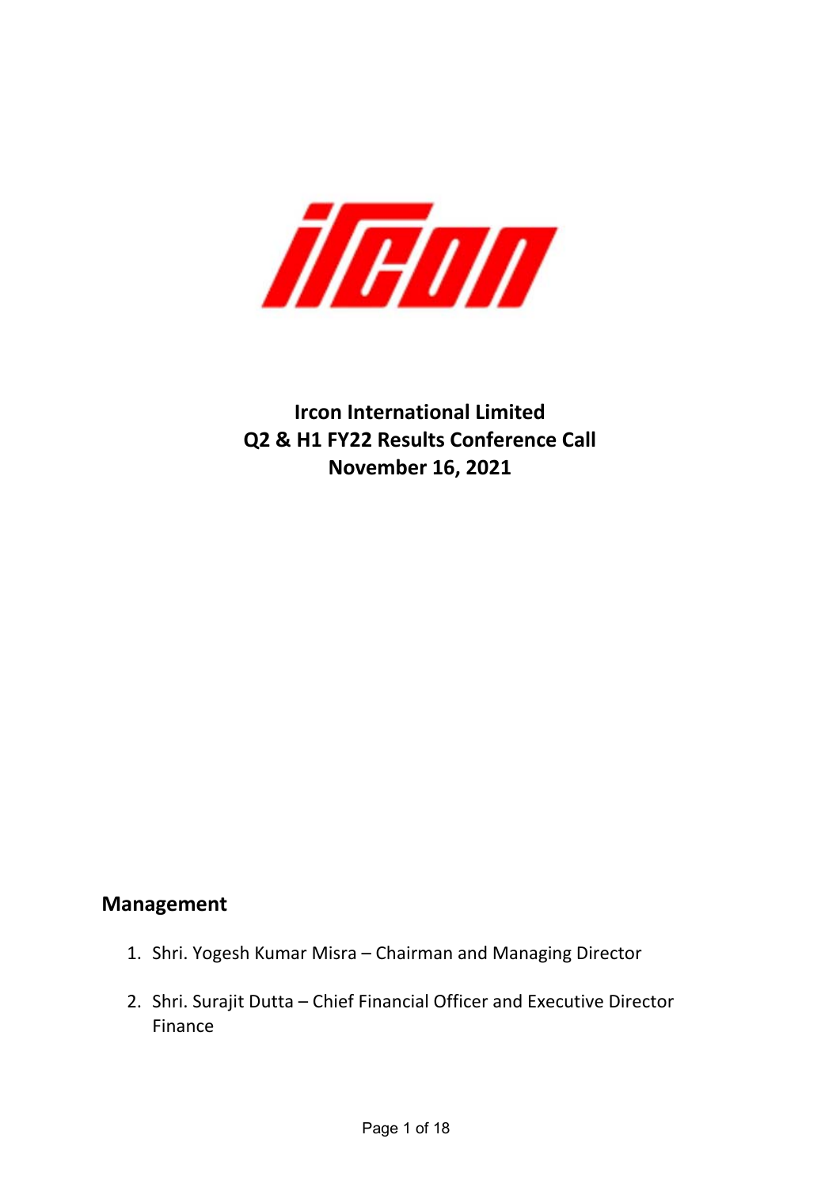**Ircon International Limited**
**Q2 & H1 FY22 Results Conference Call**
**November 16, 2021**

## Management

1. Shri. Yogesh Kumar Misra – Chairman and Managing Director
2. Shri. Surajit Dutta – Chief Financial Officer and Executive Director Finance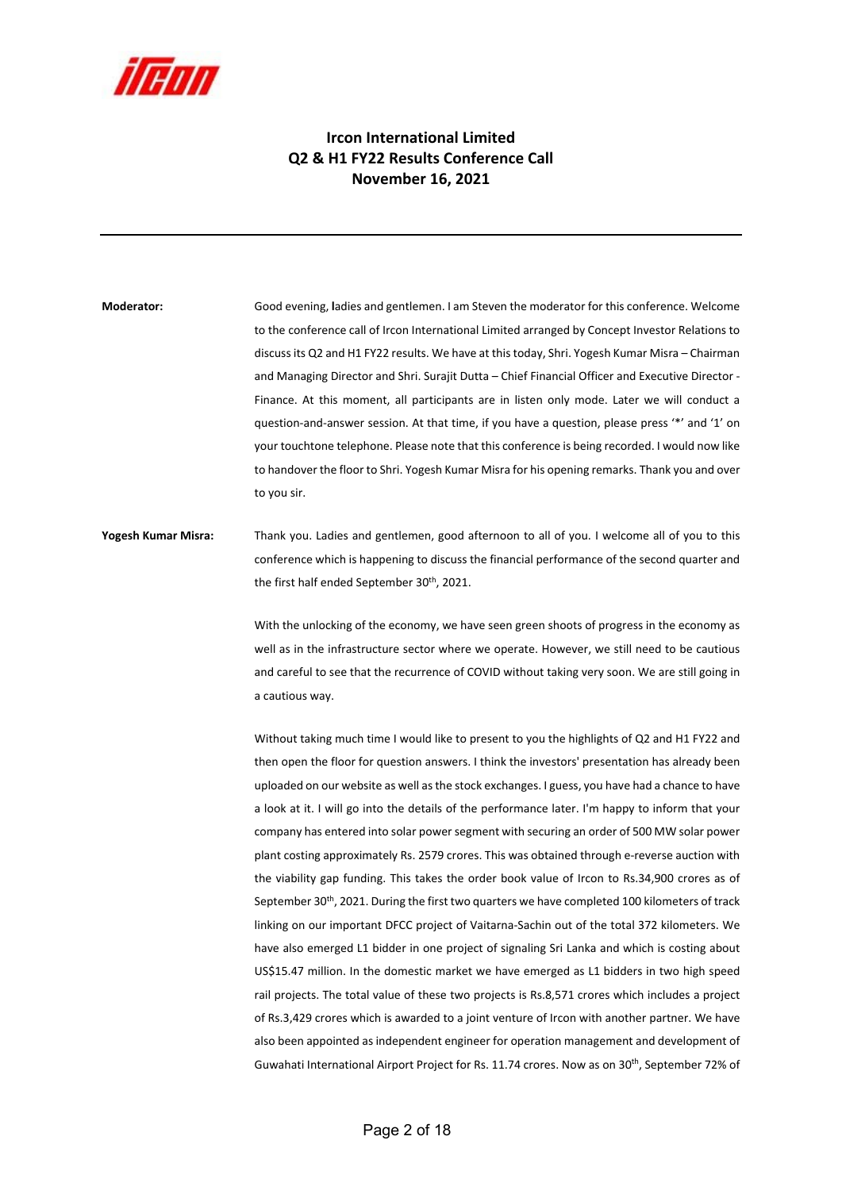# Ircon International Limited
## Q2 & H1 FY22 Results Conference Call
## November 16, 2021

---

**Moderator:** Good evening, ladies and gentlemen. I am Steven the moderator for this conference. Welcome to the conference call of Ircon International Limited arranged by Concept Investor Relations to discuss its Q2 and H1 FY22 results. We have at this today, Shri. Yogesh Kumar Misra – Chairman and Managing Director and Shri. Surajit Dutta – Chief Financial Officer and Executive Director - Finance. At this moment, all participants are in listen only mode. Later we will conduct a question-and-answer session. At that time, if you have a question, please press '*' and '1' on your touchtone telephone. Please note that this conference is being recorded. I would now like to handover the floor to Shri. Yogesh Kumar Misra for his opening remarks. Thank you and over to you sir.

**Yogesh Kumar Misra:** Thank you. Ladies and gentlemen, good afternoon to all of you. I welcome all of you to this conference which is happening to discuss the financial performance of the second quarter and the first half ended September 30th, 2021.

With the unlocking of the economy, we have seen green shoots of progress in the economy as well as in the infrastructure sector where we operate. However, we still need to be cautious and careful to see that the recurrence of COVID without taking very soon. We are still going in a cautious way.

Without taking much time I would like to present to you the highlights of Q2 and H1 FY22 and then open the floor for question answers. I think the investors' presentation has already been uploaded on our website as well as the stock exchanges. I guess, you have had a chance to have a look at it. I will go into the details of the performance later. I'm happy to inform that your company has entered into solar power segment with securing an order of 500 MW solar power plant costing approximately Rs. 2579 crores. This was obtained through e-reverse auction with the viability gap funding. This takes the order book value of Ircon to Rs.34,900 crores as of September 30th, 2021. During the first two quarters we have completed 100 kilometers of track linking on our important DFCC project of Vaitarna-Sachin out of the total 372 kilometers. We have also emerged L1 bidder in one project of signaling Sri Lanka and which is costing about US$15.47 million. In the domestic market we have emerged as L1 bidders in two high speed rail projects. The total value of these two projects is Rs.8,571 crores which includes a project of Rs.3,429 crores which is awarded to a joint venture of Ircon with another partner. We have also been appointed as independent engineer for operation management and development of Guwahati International Airport Project for Rs. 11.74 crores. Now as on 30th, September 72% of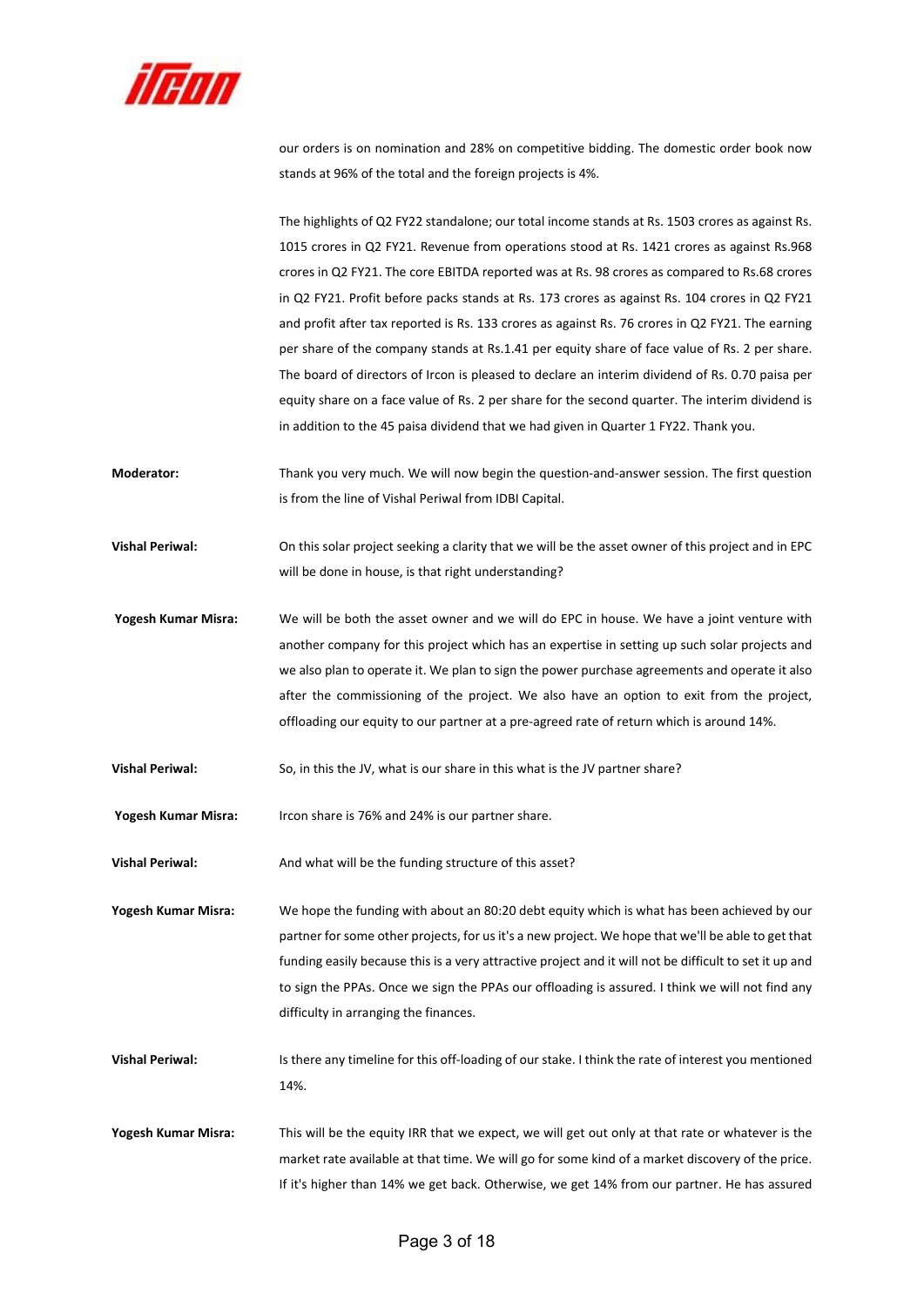our orders is on nomination and 28% on competitive bidding. The domestic order book now stands at 96% of the total and the foreign projects is 4%.

The highlights of Q2 FY22 standalone; our total income stands at Rs. 1503 crores as against Rs. 1015 crores in Q2 FY21. Revenue from operations stood at Rs. 1421 crores as against Rs.968 crores in Q2 FY21. The core EBITDA reported was at Rs. 98 crores as compared to Rs.68 crores in Q2 FY21. Profit before packs stands at Rs. 173 crores as against Rs. 104 crores in Q2 FY21 and profit after tax reported is Rs. 133 crores as against Rs. 76 crores in Q2 FY21. The earning per share of the company stands at Rs.1.41 per equity share of face value of Rs. 2 per share. The board of directors of Ircon is pleased to declare an interim dividend of Rs. 0.70 paisa per equity share on a face value of Rs. 2 per share for the second quarter. The interim dividend is in addition to the 45 paisa dividend that we had given in Quarter 1 FY22. Thank you.

**Moderator:** Thank you very much. We will now begin the question-and-answer session. The first question is from the line of Vishal Periwal from IDBI Capital.

**Vishal Periwal:** On this solar project seeking a clarity that we will be the asset owner of this project and in EPC will be done in house, is that right understanding?

**Yogesh Kumar Misra:** We will be both the asset owner and we will do EPC in house. We have a joint venture with another company for this project which has an expertise in setting up such solar projects and we also plan to operate it. We plan to sign the power purchase agreements and operate it also after the commissioning of the project. We also have an option to exit from the project, offloading our equity to our partner at a pre-agreed rate of return which is around 14%.

**Vishal Periwal:** So, in this the JV, what is our share in this what is the JV partner share?

**Yogesh Kumar Misra:** Ircon share is 76% and 24% is our partner share.

**Vishal Periwal:** And what will be the funding structure of this asset?

**Yogesh Kumar Misra:** We hope the funding with about an 80:20 debt equity which is what has been achieved by our partner for some other projects, for us it's a new project. We hope that we'll be able to get that funding easily because this is a very attractive project and it will not be difficult to set it up and to sign the PPAs. Once we sign the PPAs our offloading is assured. I think we will not find any difficulty in arranging the finances.

**Vishal Periwal:** Is there any timeline for this off-loading of our stake. I think the rate of interest you mentioned 14%.

**Yogesh Kumar Misra:** This will be the equity IRR that we expect, we will get out only at that rate or whatever is the market rate available at that time. We will go for some kind of a market discovery of the price. If it's higher than 14% we get back. Otherwise, we get 14% from our partner. He has assured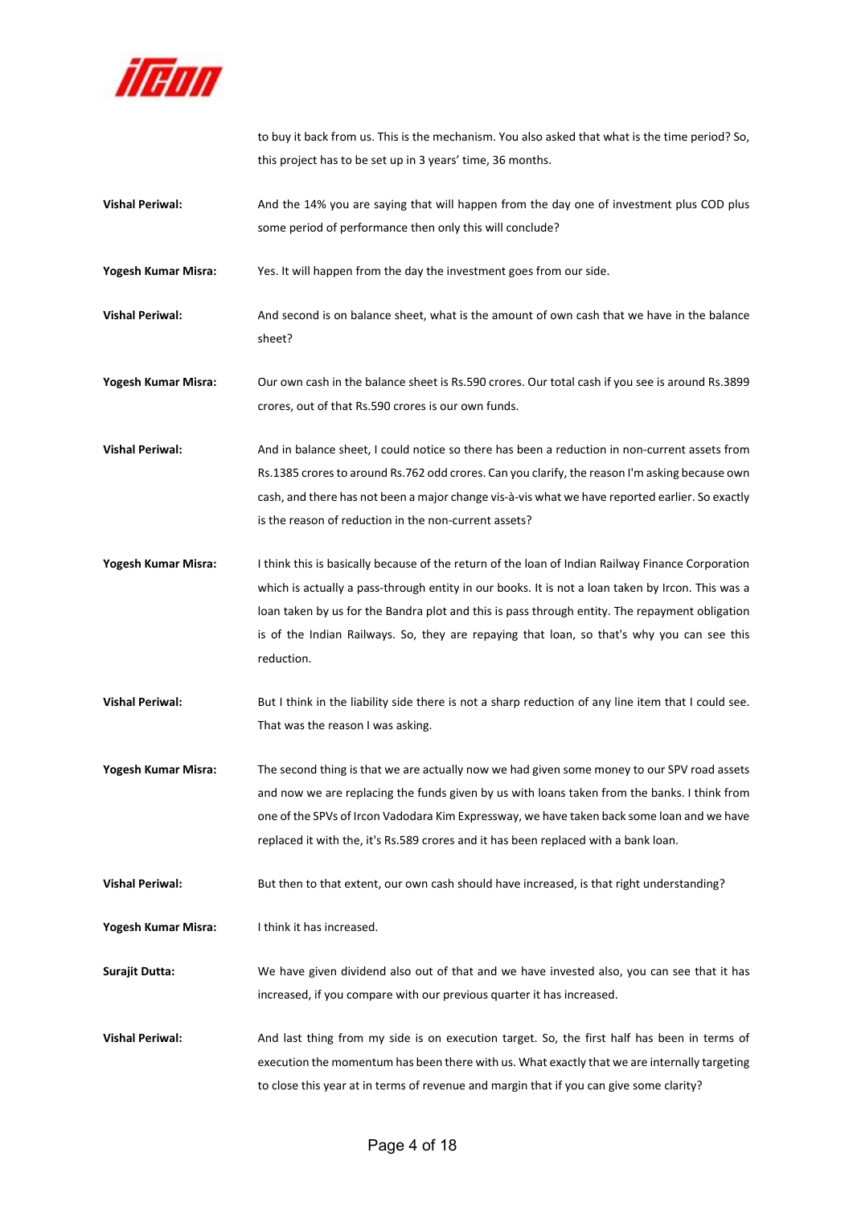to buy it back from us. This is the mechanism. You also asked that what is the time period? So, this project has to be set up in 3 years' time, 36 months.

**Vishal Periwal:** And the 14% you are saying that will happen from the day one of investment plus COD plus some period of performance then only this will conclude?

**Yogesh Kumar Misra:** Yes. It will happen from the day the investment goes from our side.

**Vishal Periwal:** And second is on balance sheet, what is the amount of own cash that we have in the balance sheet?

**Yogesh Kumar Misra:** Our own cash in the balance sheet is Rs.590 crores. Our total cash if you see is around Rs.3899 crores, out of that Rs.590 crores is our own funds.

**Vishal Periwal:** And in balance sheet, I could notice so there has been a reduction in non-current assets from Rs.1385 crores to around Rs.762 odd crores. Can you clarify, the reason I'm asking because own cash, and there has not been a major change vis-à-vis what we have reported earlier. So exactly is the reason of reduction in the non-current assets?

**Yogesh Kumar Misra:** I think this is basically because of the return of the loan of Indian Railway Finance Corporation which is actually a pass-through entity in our books. It is not a loan taken by Ircon. This was a loan taken by us for the Bandra plot and this is pass through entity. The repayment obligation is of the Indian Railways. So, they are repaying that loan, so that's why you can see this reduction.

**Vishal Periwal:** But I think in the liability side there is not a sharp reduction of any line item that I could see. That was the reason I was asking.

**Yogesh Kumar Misra:** The second thing is that we are actually now we had given some money to our SPV road assets and now we are replacing the funds given by us with loans taken from the banks. I think from one of the SPVs of Ircon Vadodara Kim Expressway, we have taken back some loan and we have replaced it with the, it's Rs.589 crores and it has been replaced with a bank loan.

**Vishal Periwal:** But then to that extent, our own cash should have increased, is that right understanding?

**Yogesh Kumar Misra:** I think it has increased.

**Surajit Dutta:** We have given dividend also out of that and we have invested also, you can see that it has increased, if you compare with our previous quarter it has increased.

**Vishal Periwal:** And last thing from my side is on execution target. So, the first half has been in terms of execution the momentum has been there with us. What exactly that we are internally targeting to close this year at in terms of revenue and margin that if you can give some clarity?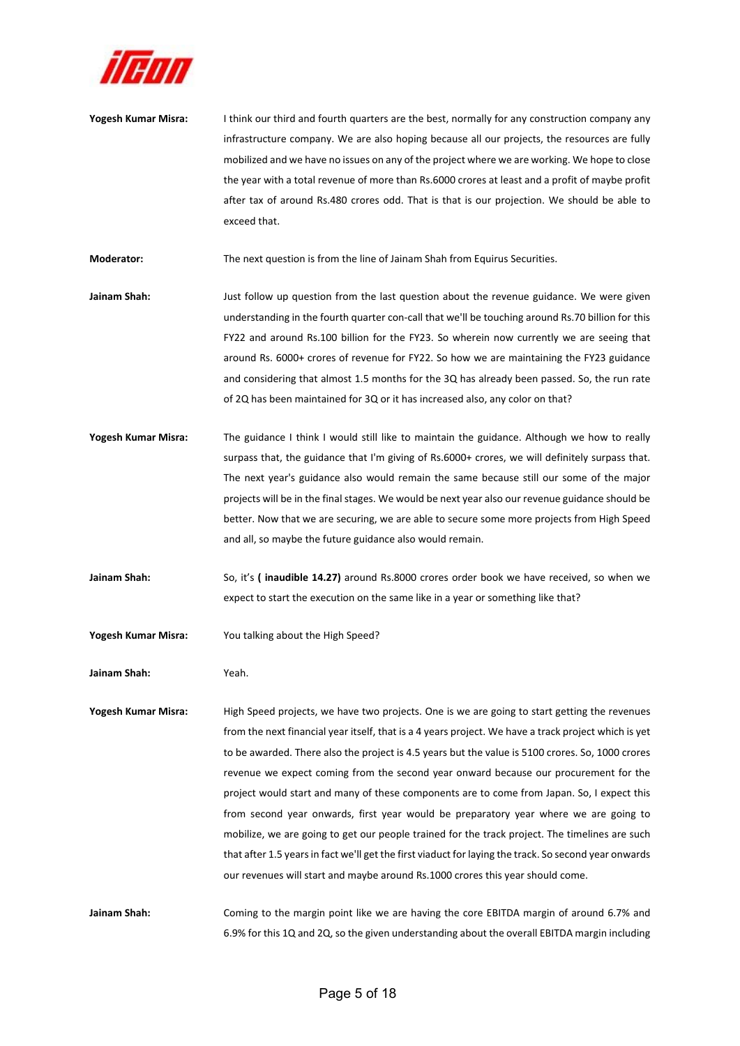**Yogesh Kumar Misra:** I think our third and fourth quarters are the best, normally for any construction company any infrastructure company. We are also hoping because all our projects, the resources are fully mobilized and we have no issues on any of the project where we are working. We hope to close the year with a total revenue of more than Rs.6000 crores at least and a profit of maybe profit after tax of around Rs.480 crores odd. That is that is our projection. We should be able to exceed that.

**Moderator:** The next question is from the line of Jainam Shah from Equirus Securities.

**Jainam Shah:** Just follow up question from the last question about the revenue guidance. We were given understanding in the fourth quarter con-call that we'll be touching around Rs.70 billion for this FY22 and around Rs.100 billion for the FY23. So wherein now currently we are seeing that around Rs. 6000+ crores of revenue for FY22. So how we are maintaining the FY23 guidance and considering that almost 1.5 months for the 3Q has already been passed. So, the run rate of 2Q has been maintained for 3Q or it has increased also, any color on that?

**Yogesh Kumar Misra:** The guidance I think I would still like to maintain the guidance. Although we how to really surpass that, the guidance that I'm giving of Rs.6000+ crores, we will definitely surpass that. The next year's guidance also would remain the same because still our some of the major projects will be in the final stages. We would be next year also our revenue guidance should be better. Now that we are securing, we are able to secure some more projects from High Speed and all, so maybe the future guidance also would remain.

**Jainam Shah:** So, it's **( inaudible 14.27)** around Rs.8000 crores order book we have received, so when we expect to start the execution on the same like in a year or something like that?

**Yogesh Kumar Misra:** You talking about the High Speed?

**Jainam Shah:** Yeah.

**Yogesh Kumar Misra:** High Speed projects, we have two projects. One is we are going to start getting the revenues from the next financial year itself, that is a 4 years project. We have a track project which is yet to be awarded. There also the project is 4.5 years but the value is 5100 crores. So, 1000 crores revenue we expect coming from the second year onward because our procurement for the project would start and many of these components are to come from Japan. So, I expect this from second year onwards, first year would be preparatory year where we are going to mobilize, we are going to get our people trained for the track project. The timelines are such that after 1.5 years in fact we'll get the first viaduct for laying the track. So second year onwards our revenues will start and maybe around Rs.1000 crores this year should come.

**Jainam Shah:** Coming to the margin point like we are having the core EBITDA margin of around 6.7% and 6.9% for this 1Q and 2Q, so the given understanding about the overall EBITDA margin including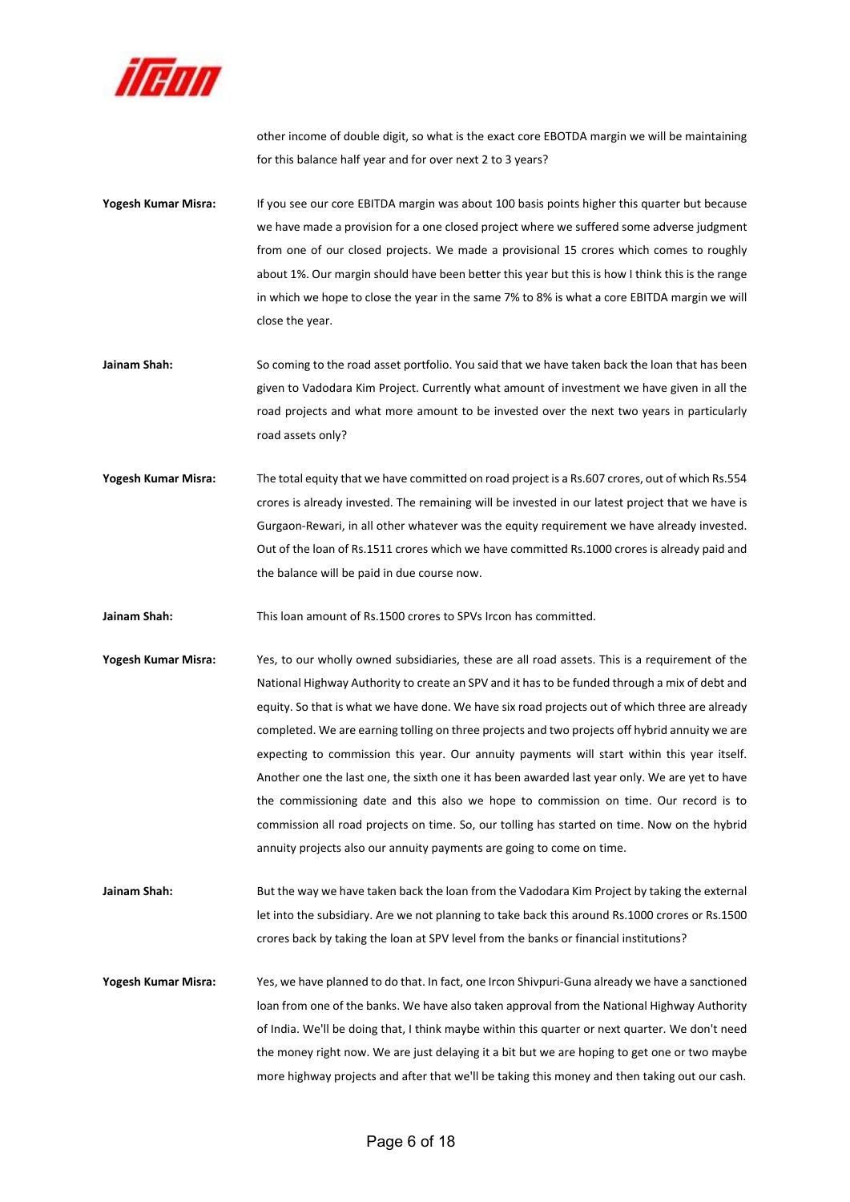other income of double digit, so what is the exact core EBOTDA margin we will be maintaining for this balance half year and for over next 2 to 3 years?

**Yogesh Kumar Misra:** If you see our core EBITDA margin was about 100 basis points higher this quarter but because we have made a provision for a one closed project where we suffered some adverse judgment from one of our closed projects. We made a provisional 15 crores which comes to roughly about 1%. Our margin should have been better this year but this is how I think this is the range in which we hope to close the year in the same 7% to 8% is what a core EBITDA margin we will close the year.

**Jainam Shah:** So coming to the road asset portfolio. You said that we have taken back the loan that has been given to Vadodara Kim Project. Currently what amount of investment we have given in all the road projects and what more amount to be invested over the next two years in particularly road assets only?

**Yogesh Kumar Misra:** The total equity that we have committed on road project is a Rs.607 crores, out of which Rs.554 crores is already invested. The remaining will be invested in our latest project that we have is Gurgaon-Rewari, in all other whatever was the equity requirement we have already invested. Out of the loan of Rs.1511 crores which we have committed Rs.1000 crores is already paid and the balance will be paid in due course now.

**Jainam Shah:** This loan amount of Rs.1500 crores to SPVs Ircon has committed.

**Yogesh Kumar Misra:** Yes, to our wholly owned subsidiaries, these are all road assets. This is a requirement of the National Highway Authority to create an SPV and it has to be funded through a mix of debt and equity. So that is what we have done. We have six road projects out of which three are already completed. We are earning tolling on three projects and two projects off hybrid annuity we are expecting to commission this year. Our annuity payments will start within this year itself. Another one the last one, the sixth one it has been awarded last year only. We are yet to have the commissioning date and this also we hope to commission on time. Our record is to commission all road projects on time. So, our tolling has started on time. Now on the hybrid annuity projects also our annuity payments are going to come on time.

**Jainam Shah:** But the way we have taken back the loan from the Vadodara Kim Project by taking the external let into the subsidiary. Are we not planning to take back this around Rs.1000 crores or Rs.1500 crores back by taking the loan at SPV level from the banks or financial institutions?

**Yogesh Kumar Misra:** Yes, we have planned to do that. In fact, one Ircon Shivpuri-Guna already we have a sanctioned loan from one of the banks. We have also taken approval from the National Highway Authority of India. We'll be doing that, I think maybe within this quarter or next quarter. We don't need the money right now. We are just delaying it a bit but we are hoping to get one or two maybe more highway projects and after that we'll be taking this money and then taking out our cash.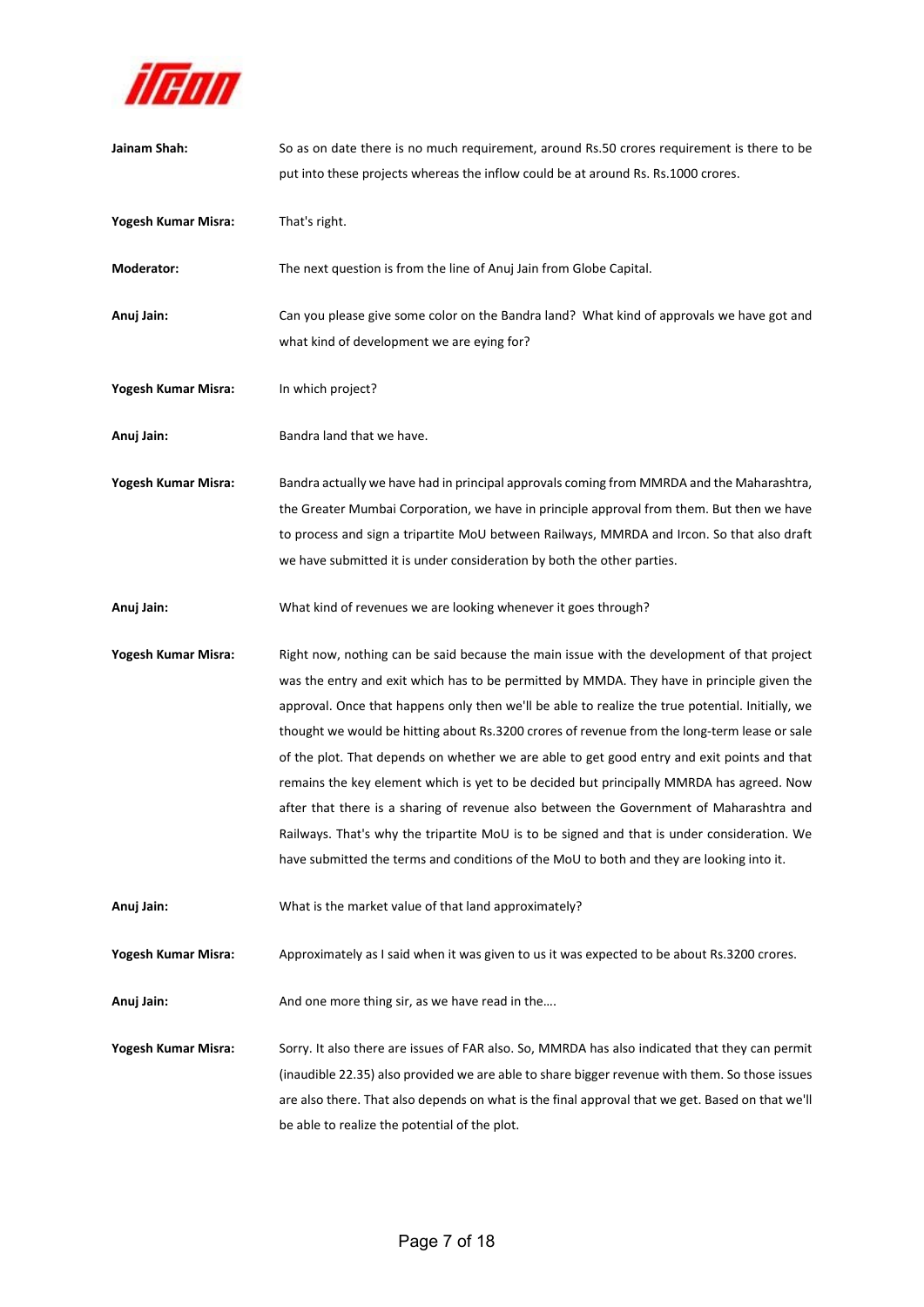**Jainam Shah:** So as on date there is no much requirement, around Rs.50 crores requirement is there to be put into these projects whereas the inflow could be at around Rs. Rs.1000 crores.

**Yogesh Kumar Misra:** That's right.

**Moderator:** The next question is from the line of Anuj Jain from Globe Capital.

**Anuj Jain:** Can you please give some color on the Bandra land? What kind of approvals we have got and what kind of development we are eying for?

**Yogesh Kumar Misra:** In which project?

**Anuj Jain:** Bandra land that we have.

**Yogesh Kumar Misra:** Bandra actually we have had in principal approvals coming from MMRDA and the Maharashtra, the Greater Mumbai Corporation, we have in principle approval from them. But then we have to process and sign a tripartite MoU between Railways, MMRDA and Ircon. So that also draft we have submitted it is under consideration by both the other parties.

**Anuj Jain:** What kind of revenues we are looking whenever it goes through?

**Yogesh Kumar Misra:** Right now, nothing can be said because the main issue with the development of that project was the entry and exit which has to be permitted by MMDA. They have in principle given the approval. Once that happens only then we'll be able to realize the true potential. Initially, we thought we would be hitting about Rs.3200 crores of revenue from the long-term lease or sale of the plot. That depends on whether we are able to get good entry and exit points and that remains the key element which is yet to be decided but principally MMRDA has agreed. Now after that there is a sharing of revenue also between the Government of Maharashtra and Railways. That's why the tripartite MoU is to be signed and that is under consideration. We have submitted the terms and conditions of the MoU to both and they are looking into it.

**Anuj Jain:** What is the market value of that land approximately?

**Yogesh Kumar Misra:** Approximately as I said when it was given to us it was expected to be about Rs.3200 crores.

**Anuj Jain:** And one more thing sir, as we have read in the….

**Yogesh Kumar Misra:** Sorry. It also there are issues of FAR also. So, MMRDA has also indicated that they can permit (inaudible 22.35) also provided we are able to share bigger revenue with them. So those issues are also there. That also depends on what is the final approval that we get. Based on that we'll be able to realize the potential of the plot.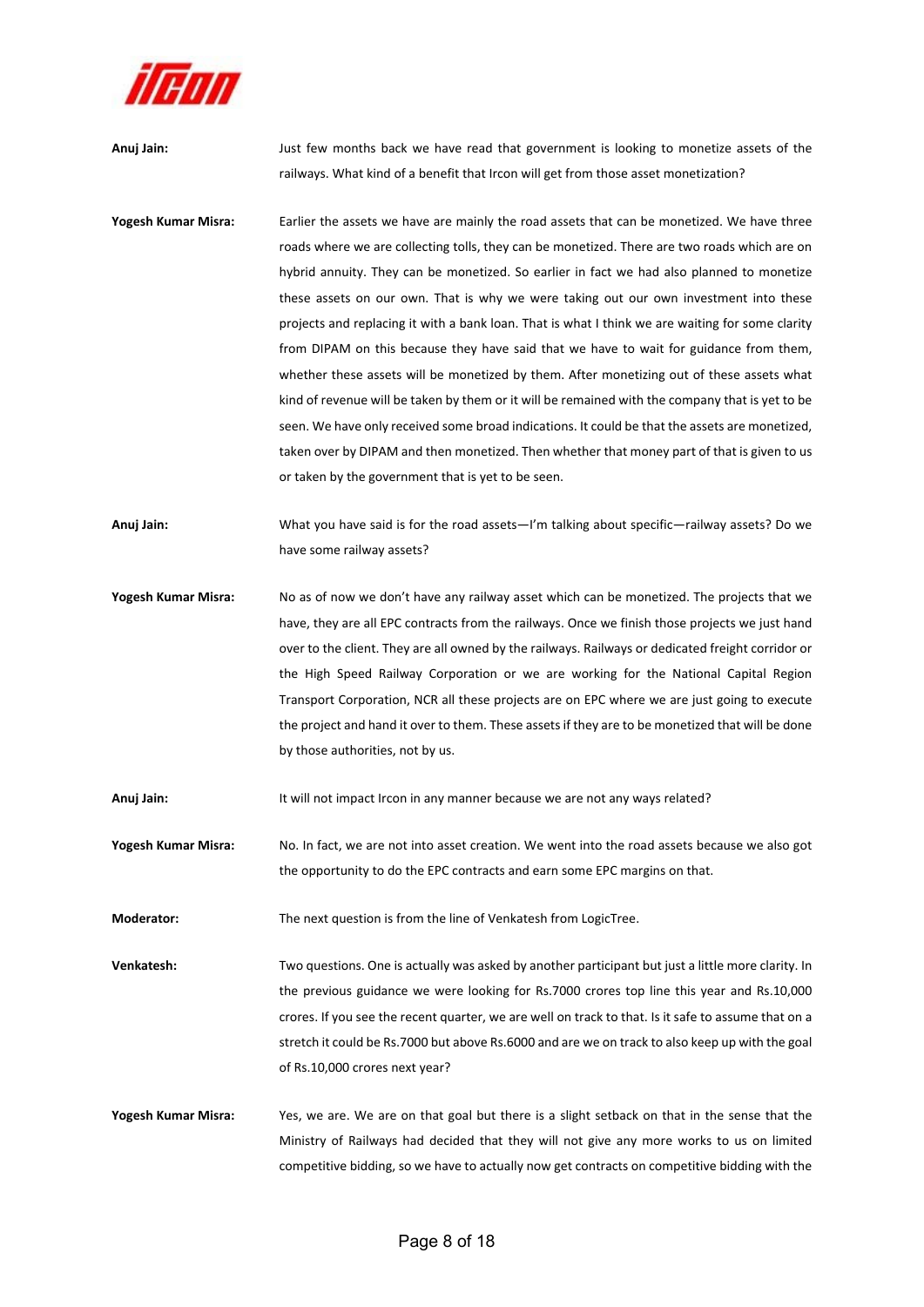**Anuj Jain:** Just few months back we have read that government is looking to monetize assets of the railways. What kind of a benefit that Ircon will get from those asset monetization?

**Yogesh Kumar Misra:** Earlier the assets we have are mainly the road assets that can be monetized. We have three roads where we are collecting tolls, they can be monetized. There are two roads which are on hybrid annuity. They can be monetized. So earlier in fact we had also planned to monetize these assets on our own. That is why we were taking out our own investment into these projects and replacing it with a bank loan. That is what I think we are waiting for some clarity from DIPAM on this because they have said that we have to wait for guidance from them, whether these assets will be monetized by them. After monetizing out of these assets what kind of revenue will be taken by them or it will be remained with the company that is yet to be seen. We have only received some broad indications. It could be that the assets are monetized, taken over by DIPAM and then monetized. Then whether that money part of that is given to us or taken by the government that is yet to be seen.

**Anuj Jain:** What you have said is for the road assets—I'm talking about specific—railway assets? Do we have some railway assets?

**Yogesh Kumar Misra:** No as of now we don't have any railway asset which can be monetized. The projects that we have, they are all EPC contracts from the railways. Once we finish those projects we just hand over to the client. They are all owned by the railways. Railways or dedicated freight corridor or the High Speed Railway Corporation or we are working for the National Capital Region Transport Corporation, NCR all these projects are on EPC where we are just going to execute the project and hand it over to them. These assets if they are to be monetized that will be done by those authorities, not by us.

**Anuj Jain:** It will not impact Ircon in any manner because we are not any ways related?

**Yogesh Kumar Misra:** No. In fact, we are not into asset creation. We went into the road assets because we also got the opportunity to do the EPC contracts and earn some EPC margins on that.

**Moderator:** The next question is from the line of Venkatesh from LogicTree.

**Venkatesh:** Two questions. One is actually was asked by another participant but just a little more clarity. In the previous guidance we were looking for Rs.7000 crores top line this year and Rs.10,000 crores. If you see the recent quarter, we are well on track to that. Is it safe to assume that on a stretch it could be Rs.7000 but above Rs.6000 and are we on track to also keep up with the goal of Rs.10,000 crores next year?

**Yogesh Kumar Misra:** Yes, we are. We are on that goal but there is a slight setback on that in the sense that the Ministry of Railways had decided that they will not give any more works to us on limited competitive bidding, so we have to actually now get contracts on competitive bidding with the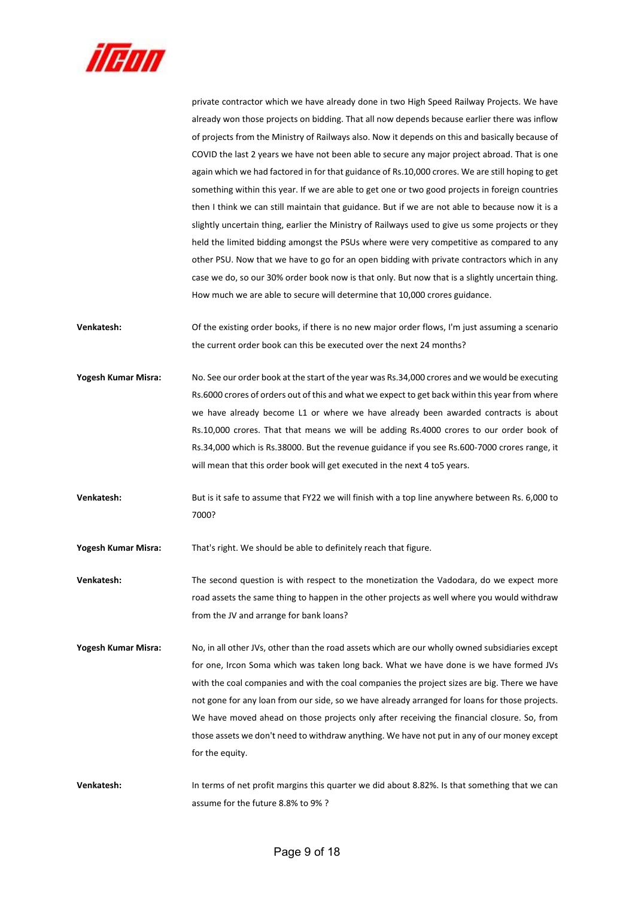private contractor which we have already done in two High Speed Railway Projects. We have already won those projects on bidding. That all now depends because earlier there was inflow of projects from the Ministry of Railways also. Now it depends on this and basically because of COVID the last 2 years we have not been able to secure any major project abroad. That is one again which we had factored in for that guidance of Rs.10,000 crores. We are still hoping to get something within this year. If we are able to get one or two good projects in foreign countries then I think we can still maintain that guidance. But if we are not able to because now it is a slightly uncertain thing, earlier the Ministry of Railways used to give us some projects or they held the limited bidding amongst the PSUs where were very competitive as compared to any other PSU. Now that we have to go for an open bidding with private contractors which in any case we do, so our 30% order book now is that only. But now that is a slightly uncertain thing. How much we are able to secure will determine that 10,000 crores guidance.

**Venkatesh:** Of the existing order books, if there is no new major order flows, I'm just assuming a scenario the current order book can this be executed over the next 24 months?

**Yogesh Kumar Misra:** No. See our order book at the start of the year was Rs.34,000 crores and we would be executing Rs.6000 crores of orders out of this and what we expect to get back within this year from where we have already become L1 or where we have already been awarded contracts is about Rs.10,000 crores. That that means we will be adding Rs.4000 crores to our order book of Rs.34,000 which is Rs.38000. But the revenue guidance if you see Rs.600-7000 crores range, it will mean that this order book will get executed in the next 4 to5 years.

**Venkatesh:** But is it safe to assume that FY22 we will finish with a top line anywhere between Rs. 6,000 to 7000?

**Yogesh Kumar Misra:** That's right. We should be able to definitely reach that figure.

**Venkatesh:** The second question is with respect to the monetization the Vadodara, do we expect more road assets the same thing to happen in the other projects as well where you would withdraw from the JV and arrange for bank loans?

**Yogesh Kumar Misra:** No, in all other JVs, other than the road assets which are our wholly owned subsidiaries except for one, Ircon Soma which was taken long back. What we have done is we have formed JVs with the coal companies and with the coal companies the project sizes are big. There we have not gone for any loan from our side, so we have already arranged for loans for those projects. We have moved ahead on those projects only after receiving the financial closure. So, from those assets we don't need to withdraw anything. We have not put in any of our money except for the equity.

**Venkatesh:** In terms of net profit margins this quarter we did about 8.82%. Is that something that we can assume for the future 8.8% to 9% ?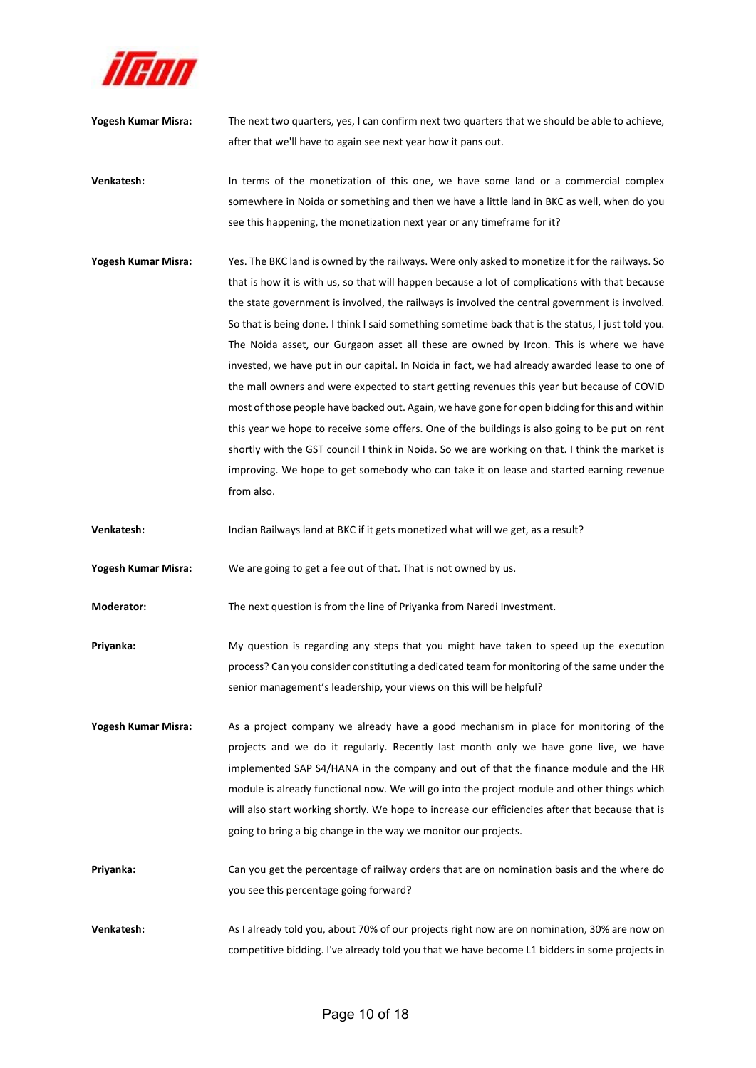**Yogesh Kumar Misra:** The next two quarters, yes, I can confirm next two quarters that we should be able to achieve, after that we'll have to again see next year how it pans out.

**Venkatesh:** In terms of the monetization of this one, we have some land or a commercial complex somewhere in Noida or something and then we have a little land in BKC as well, when do you see this happening, the monetization next year or any timeframe for it?

**Yogesh Kumar Misra:** Yes. The BKC land is owned by the railways. Were only asked to monetize it for the railways. So that is how it is with us, so that will happen because a lot of complications with that because the state government is involved, the railways is involved the central government is involved. So that is being done. I think I said something sometime back that is the status, I just told you. The Noida asset, our Gurgaon asset all these are owned by Ircon. This is where we have invested, we have put in our capital. In Noida in fact, we had already awarded lease to one of the mall owners and were expected to start getting revenues this year but because of COVID most of those people have backed out. Again, we have gone for open bidding for this and within this year we hope to receive some offers. One of the buildings is also going to be put on rent shortly with the GST council I think in Noida. So we are working on that. I think the market is improving. We hope to get somebody who can take it on lease and started earning revenue from also.

**Venkatesh:** Indian Railways land at BKC if it gets monetized what will we get, as a result?

**Yogesh Kumar Misra:** We are going to get a fee out of that. That is not owned by us.

**Moderator:** The next question is from the line of Priyanka from Naredi Investment.

**Priyanka:** My question is regarding any steps that you might have taken to speed up the execution process? Can you consider constituting a dedicated team for monitoring of the same under the senior management's leadership, your views on this will be helpful?

**Yogesh Kumar Misra:** As a project company we already have a good mechanism in place for monitoring of the projects and we do it regularly. Recently last month only we have gone live, we have implemented SAP S4/HANA in the company and out of that the finance module and the HR module is already functional now. We will go into the project module and other things which will also start working shortly. We hope to increase our efficiencies after that because that is going to bring a big change in the way we monitor our projects.

**Priyanka:** Can you get the percentage of railway orders that are on nomination basis and the where do you see this percentage going forward?

**Venkatesh:** As I already told you, about 70% of our projects right now are on nomination, 30% are now on competitive bidding. I've already told you that we have become L1 bidders in some projects in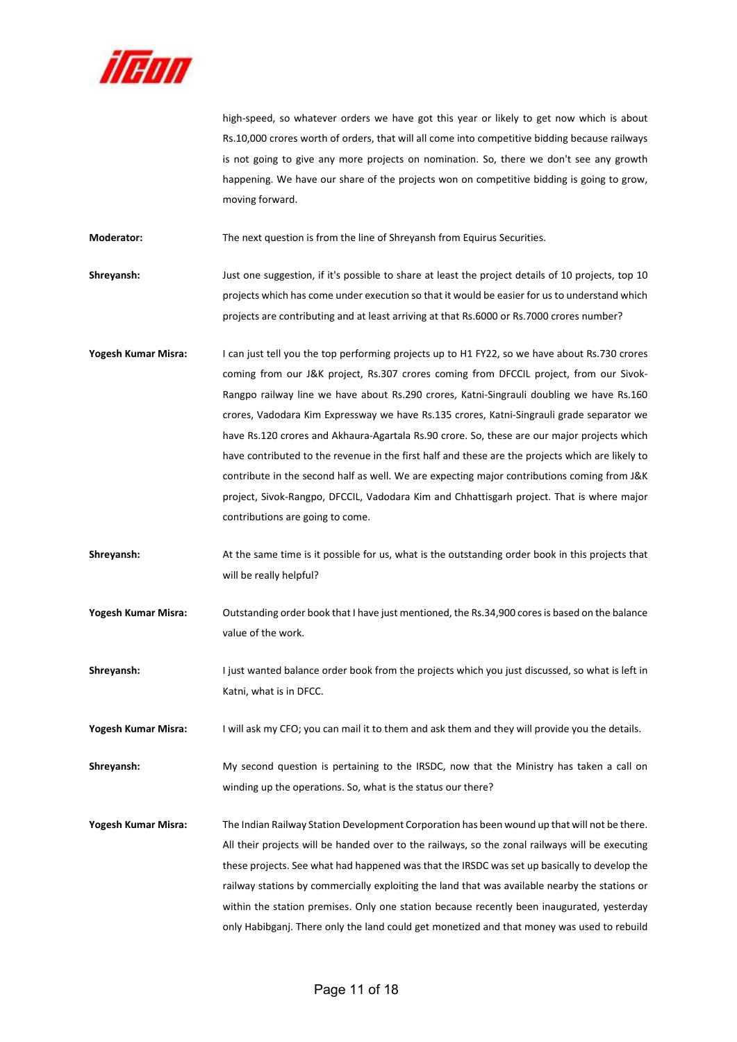high-speed, so whatever orders we have got this year or likely to get now which is about Rs.10,000 crores worth of orders, that will all come into competitive bidding because railways is not going to give any more projects on nomination. So, there we don't see any growth happening. We have our share of the projects won on competitive bidding is going to grow, moving forward.

**Moderator:** The next question is from the line of Shreyansh from Equirus Securities.

**Shreyansh:** Just one suggestion, if it's possible to share at least the project details of 10 projects, top 10 projects which has come under execution so that it would be easier for us to understand which projects are contributing and at least arriving at that Rs.6000 or Rs.7000 crores number?

**Yogesh Kumar Misra:** I can just tell you the top performing projects up to H1 FY22, so we have about Rs.730 crores coming from our J&K project, Rs.307 crores coming from DFCCIL project, from our Sivok-Rangpo railway line we have about Rs.290 crores, Katni-Singrauli doubling we have Rs.160 crores, Vadodara Kim Expressway we have Rs.135 crores, Katni-Singrauli grade separator we have Rs.120 crores and Akhaura-Agartala Rs.90 crore. So, these are our major projects which have contributed to the revenue in the first half and these are the projects which are likely to contribute in the second half as well. We are expecting major contributions coming from J&K project, Sivok-Rangpo, DFCCIL, Vadodara Kim and Chhattisgarh project. That is where major contributions are going to come.

**Shreyansh:** At the same time is it possible for us, what is the outstanding order book in this projects that will be really helpful?

**Yogesh Kumar Misra:** Outstanding order book that I have just mentioned, the Rs.34,900 cores is based on the balance value of the work.

**Shreyansh:** I just wanted balance order book from the projects which you just discussed, so what is left in Katni, what is in DFCC.

**Yogesh Kumar Misra:** I will ask my CFO; you can mail it to them and ask them and they will provide you the details.

**Shreyansh:** My second question is pertaining to the IRSDC, now that the Ministry has taken a call on winding up the operations. So, what is the status our there?

**Yogesh Kumar Misra:** The Indian Railway Station Development Corporation has been wound up that will not be there. All their projects will be handed over to the railways, so the zonal railways will be executing these projects. See what had happened was that the IRSDC was set up basically to develop the railway stations by commercially exploiting the land that was available nearby the stations or within the station premises. Only one station because recently been inaugurated, yesterday only Habibganj. There only the land could get monetized and that money was used to rebuild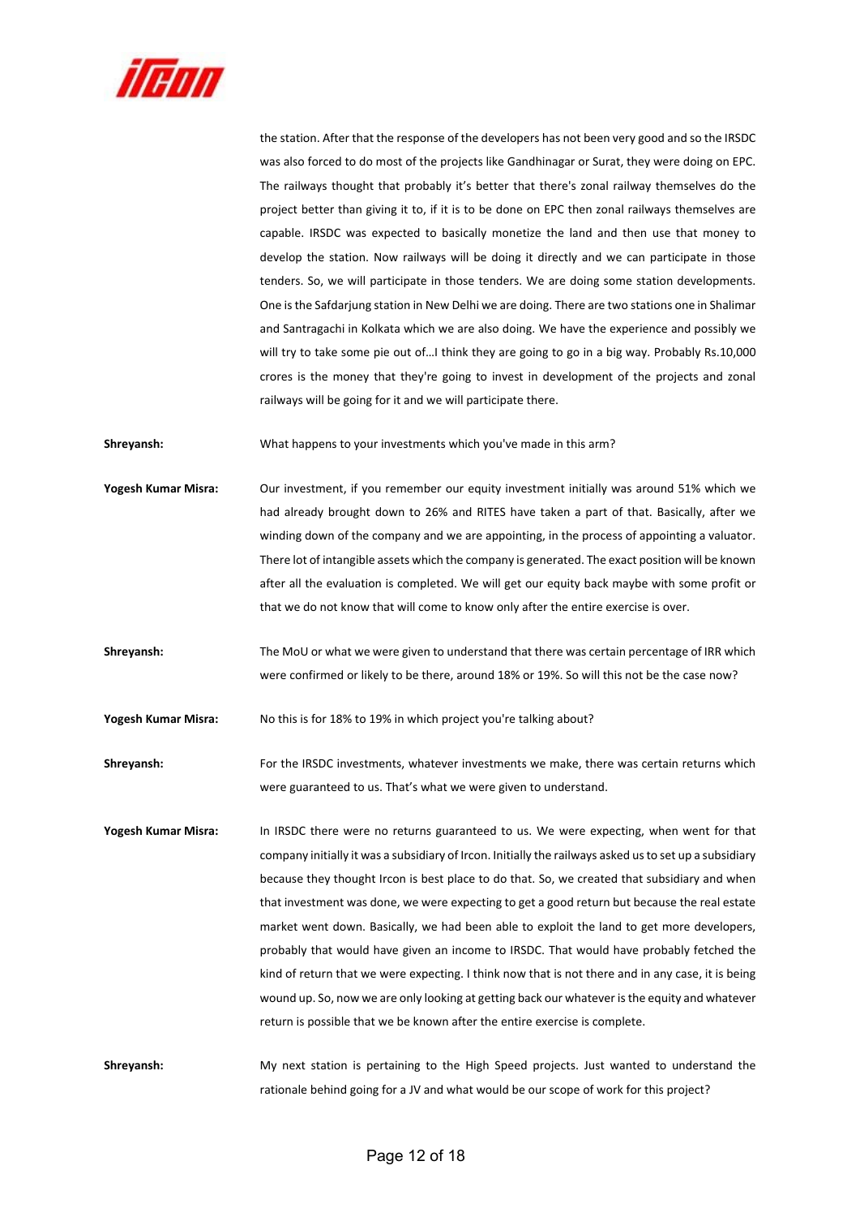the station. After that the response of the developers has not been very good and so the IRSDC was also forced to do most of the projects like Gandhinagar or Surat, they were doing on EPC. The railways thought that probably it's better that there's zonal railway themselves do the project better than giving it to, if it is to be done on EPC then zonal railways themselves are capable. IRSDC was expected to basically monetize the land and then use that money to develop the station. Now railways will be doing it directly and we can participate in those tenders. So, we will participate in those tenders. We are doing some station developments. One is the Safdarjung station in New Delhi we are doing. There are two stations one in Shalimar and Santragachi in Kolkata which we are also doing. We have the experience and possibly we will try to take some pie out of…I think they are going to go in a big way. Probably Rs.10,000 crores is the money that they're going to invest in development of the projects and zonal railways will be going for it and we will participate there.

**Shreyansh:** What happens to your investments which you've made in this arm?

**Yogesh Kumar Misra:** Our investment, if you remember our equity investment initially was around 51% which we had already brought down to 26% and RITES have taken a part of that. Basically, after we winding down of the company and we are appointing, in the process of appointing a valuator. There lot of intangible assets which the company is generated. The exact position will be known after all the evaluation is completed. We will get our equity back maybe with some profit or that we do not know that will come to know only after the entire exercise is over.

**Shreyansh:** The MoU or what we were given to understand that there was certain percentage of IRR which were confirmed or likely to be there, around 18% or 19%. So will this not be the case now?

**Yogesh Kumar Misra:** No this is for 18% to 19% in which project you're talking about?

**Shreyansh:** For the IRSDC investments, whatever investments we make, there was certain returns which were guaranteed to us. That's what we were given to understand.

**Yogesh Kumar Misra:** In IRSDC there were no returns guaranteed to us. We were expecting, when went for that company initially it was a subsidiary of Ircon. Initially the railways asked us to set up a subsidiary because they thought Ircon is best place to do that. So, we created that subsidiary and when that investment was done, we were expecting to get a good return but because the real estate market went down. Basically, we had been able to exploit the land to get more developers, probably that would have given an income to IRSDC. That would have probably fetched the kind of return that we were expecting. I think now that is not there and in any case, it is being wound up. So, now we are only looking at getting back our whatever is the equity and whatever return is possible that we be known after the entire exercise is complete.

**Shreyansh:** My next station is pertaining to the High Speed projects. Just wanted to understand the rationale behind going for a JV and what would be our scope of work for this project?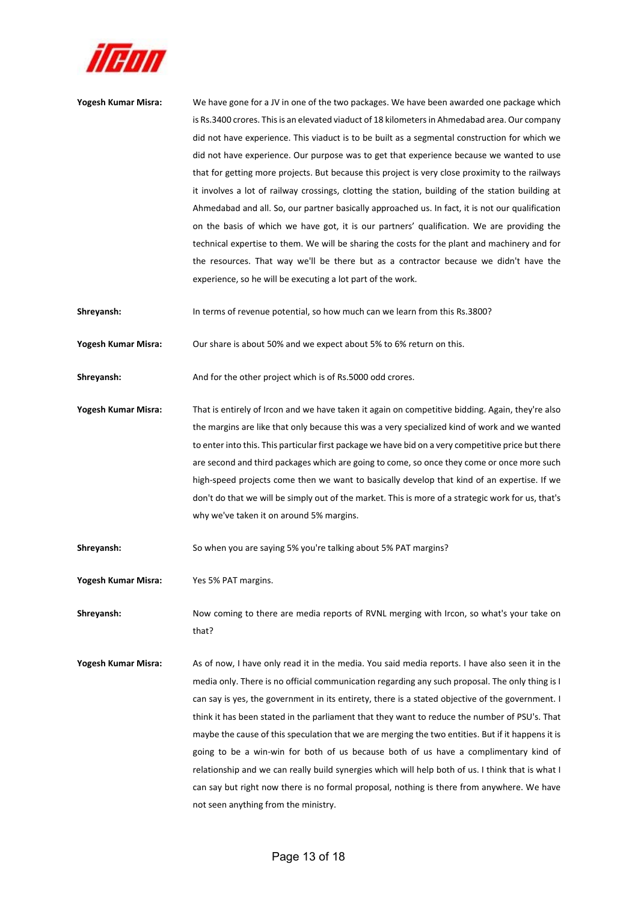**Yogesh Kumar Misra:** We have gone for a JV in one of the two packages. We have been awarded one package which is Rs.3400 crores. This is an elevated viaduct of 18 kilometers in Ahmedabad area. Our company did not have experience. This viaduct is to be built as a segmental construction for which we did not have experience. Our purpose was to get that experience because we wanted to use that for getting more projects. But because this project is very close proximity to the railways it involves a lot of railway crossings, clotting the station, building of the station building at Ahmedabad and all. So, our partner basically approached us. In fact, it is not our qualification on the basis of which we have got, it is our partners' qualification. We are providing the technical expertise to them. We will be sharing the costs for the plant and machinery and for the resources. That way we'll be there but as a contractor because we didn't have the experience, so he will be executing a lot part of the work.

**Shreyansh:** In terms of revenue potential, so how much can we learn from this Rs.3800?

**Yogesh Kumar Misra:** Our share is about 50% and we expect about 5% to 6% return on this.

**Shreyansh:** And for the other project which is of Rs.5000 odd crores.

**Yogesh Kumar Misra:** That is entirely of Ircon and we have taken it again on competitive bidding. Again, they're also the margins are like that only because this was a very specialized kind of work and we wanted to enter into this. This particular first package we have bid on a very competitive price but there are second and third packages which are going to come, so once they come or once more such high-speed projects come then we want to basically develop that kind of an expertise. If we don't do that we will be simply out of the market. This is more of a strategic work for us, that's why we've taken it on around 5% margins.

**Shreyansh:** So when you are saying 5% you're talking about 5% PAT margins?

**Yogesh Kumar Misra:** Yes 5% PAT margins.

**Shreyansh:** Now coming to there are media reports of RVNL merging with Ircon, so what's your take on that?

**Yogesh Kumar Misra:** As of now, I have only read it in the media. You said media reports. I have also seen it in the media only. There is no official communication regarding any such proposal. The only thing is I can say is yes, the government in its entirety, there is a stated objective of the government. I think it has been stated in the parliament that they want to reduce the number of PSU's. That maybe the cause of this speculation that we are merging the two entities. But if it happens it is going to be a win-win for both of us because both of us have a complimentary kind of relationship and we can really build synergies which will help both of us. I think that is what I can say but right now there is no formal proposal, nothing is there from anywhere. We have not seen anything from the ministry.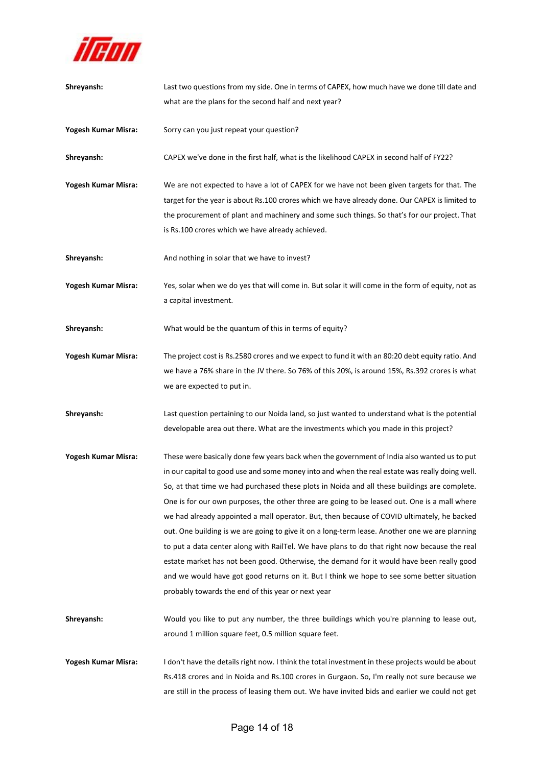**Shreyansh:** Last two questions from my side. One in terms of CAPEX, how much have we done till date and what are the plans for the second half and next year?

**Yogesh Kumar Misra:** Sorry can you just repeat your question?

**Shreyansh:** CAPEX we've done in the first half, what is the likelihood CAPEX in second half of FY22?

**Yogesh Kumar Misra:** We are not expected to have a lot of CAPEX for we have not been given targets for that. The target for the year is about Rs.100 crores which we have already done. Our CAPEX is limited to the procurement of plant and machinery and some such things. So that's for our project. That is Rs.100 crores which we have already achieved.

**Shreyansh:** And nothing in solar that we have to invest?

**Yogesh Kumar Misra:** Yes, solar when we do yes that will come in. But solar it will come in the form of equity, not as a capital investment.

**Shreyansh:** What would be the quantum of this in terms of equity?

**Yogesh Kumar Misra:** The project cost is Rs.2580 crores and we expect to fund it with an 80:20 debt equity ratio. And we have a 76% share in the JV there. So 76% of this 20%, is around 15%, Rs.392 crores is what we are expected to put in.

**Shreyansh:** Last question pertaining to our Noida land, so just wanted to understand what is the potential developable area out there. What are the investments which you made in this project?

**Yogesh Kumar Misra:** These were basically done few years back when the government of India also wanted us to put in our capital to good use and some money into and when the real estate was really doing well. So, at that time we had purchased these plots in Noida and all these buildings are complete. One is for our own purposes, the other three are going to be leased out. One is a mall where we had already appointed a mall operator. But, then because of COVID ultimately, he backed out. One building is we are going to give it on a long-term lease. Another one we are planning to put a data center along with RailTel. We have plans to do that right now because the real estate market has not been good. Otherwise, the demand for it would have been really good and we would have got good returns on it. But I think we hope to see some better situation probably towards the end of this year or next year

**Shreyansh:** Would you like to put any number, the three buildings which you're planning to lease out, around 1 million square feet, 0.5 million square feet.

**Yogesh Kumar Misra:** I don't have the details right now. I think the total investment in these projects would be about Rs.418 crores and in Noida and Rs.100 crores in Gurgaon. So, I'm really not sure because we are still in the process of leasing them out. We have invited bids and earlier we could not get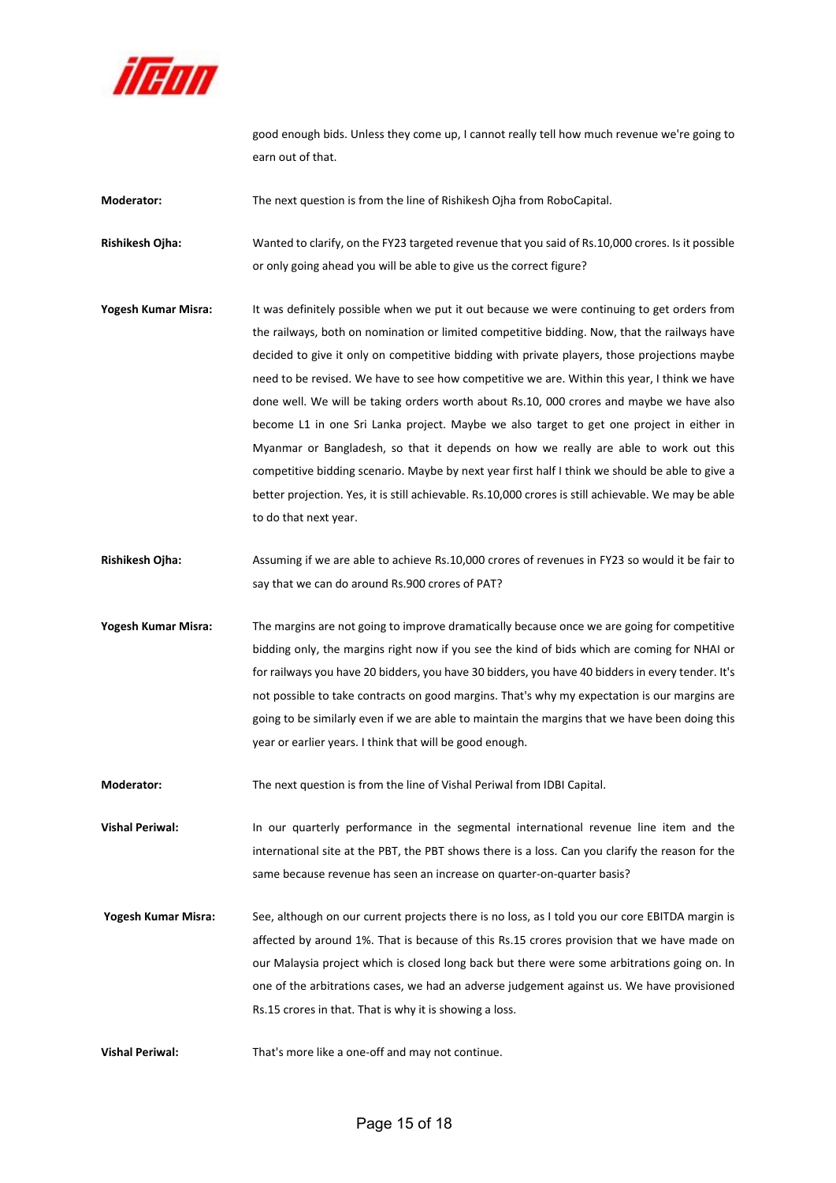good enough bids. Unless they come up, I cannot really tell how much revenue we're going to earn out of that.

**Moderator:** The next question is from the line of Rishikesh Ojha from RoboCapital.

**Rishikesh Ojha:** Wanted to clarify, on the FY23 targeted revenue that you said of Rs.10,000 crores. Is it possible or only going ahead you will be able to give us the correct figure?

**Yogesh Kumar Misra:** It was definitely possible when we put it out because we were continuing to get orders from the railways, both on nomination or limited competitive bidding. Now, that the railways have decided to give it only on competitive bidding with private players, those projections maybe need to be revised. We have to see how competitive we are. Within this year, I think we have done well. We will be taking orders worth about Rs.10, 000 crores and maybe we have also become L1 in one Sri Lanka project. Maybe we also target to get one project in either in Myanmar or Bangladesh, so that it depends on how we really are able to work out this competitive bidding scenario. Maybe by next year first half I think we should be able to give a better projection. Yes, it is still achievable. Rs.10,000 crores is still achievable. We may be able to do that next year.

**Rishikesh Ojha:** Assuming if we are able to achieve Rs.10,000 crores of revenues in FY23 so would it be fair to say that we can do around Rs.900 crores of PAT?

**Yogesh Kumar Misra:** The margins are not going to improve dramatically because once we are going for competitive bidding only, the margins right now if you see the kind of bids which are coming for NHAI or for railways you have 20 bidders, you have 30 bidders, you have 40 bidders in every tender. It's not possible to take contracts on good margins. That's why my expectation is our margins are going to be similarly even if we are able to maintain the margins that we have been doing this year or earlier years. I think that will be good enough.

**Moderator:** The next question is from the line of Vishal Periwal from IDBI Capital.

**Vishal Periwal:** In our quarterly performance in the segmental international revenue line item and the international site at the PBT, the PBT shows there is a loss. Can you clarify the reason for the same because revenue has seen an increase on quarter-on-quarter basis?

**Yogesh Kumar Misra:** See, although on our current projects there is no loss, as I told you our core EBITDA margin is affected by around 1%. That is because of this Rs.15 crores provision that we have made on our Malaysia project which is closed long back but there were some arbitrations going on. In one of the arbitrations cases, we had an adverse judgement against us. We have provisioned Rs.15 crores in that. That is why it is showing a loss.

**Vishal Periwal:** That's more like a one-off and may not continue.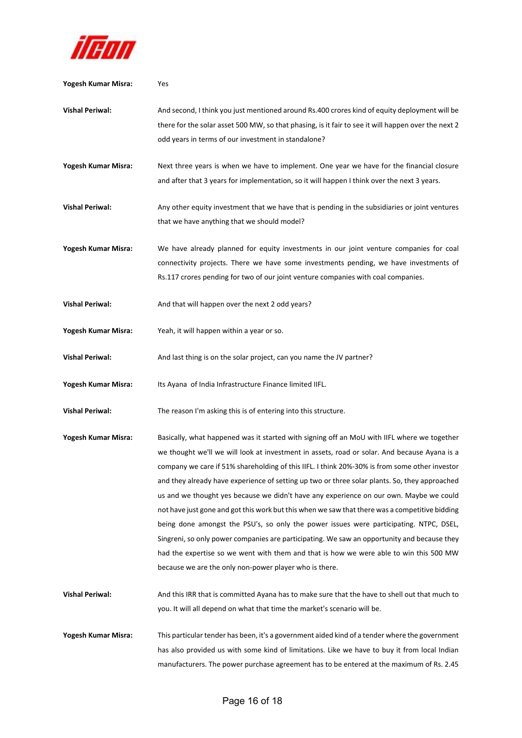**Yogesh Kumar Misra:** Yes

**Vishal Periwal:** And second, I think you just mentioned around Rs.400 crores kind of equity deployment will be there for the solar asset 500 MW, so that phasing, is it fair to see it will happen over the next 2 odd years in terms of our investment in standalone?

**Yogesh Kumar Misra:** Next three years is when we have to implement. One year we have for the financial closure and after that 3 years for implementation, so it will happen I think over the next 3 years.

**Vishal Periwal:** Any other equity investment that we have that is pending in the subsidiaries or joint ventures that we have anything that we should model?

**Yogesh Kumar Misra:** We have already planned for equity investments in our joint venture companies for coal connectivity projects. There we have some investments pending, we have investments of Rs.117 crores pending for two of our joint venture companies with coal companies.

**Vishal Periwal:** And that will happen over the next 2 odd years?

**Yogesh Kumar Misra:** Yeah, it will happen within a year or so.

**Vishal Periwal:** And last thing is on the solar project, can you name the JV partner?

**Yogesh Kumar Misra:** Its Ayana of India Infrastructure Finance limited IIFL.

**Vishal Periwal:** The reason I'm asking this is of entering into this structure.

**Yogesh Kumar Misra:** Basically, what happened was it started with signing off an MoU with IIFL where we together we thought we'll we will look at investment in assets, road or solar. And because Ayana is a company we care if 51% shareholding of this IIFL. I think 20%-30% is from some other investor and they already have experience of setting up two or three solar plants. So, they approached us and we thought yes because we didn't have any experience on our own. Maybe we could not have just gone and got this work but this when we saw that there was a competitive bidding being done amongst the PSU's, so only the power issues were participating. NTPC, DSEL, Singreni, so only power companies are participating. We saw an opportunity and because they had the expertise so we went with them and that is how we were able to win this 500 MW because we are the only non-power player who is there.

**Vishal Periwal:** And this IRR that is committed Ayana has to make sure that the have to shell out that much to you. It will all depend on what that time the market's scenario will be.

**Yogesh Kumar Misra:** This particular tender has been, it's a government aided kind of a tender where the government has also provided us with some kind of limitations. Like we have to buy it from local Indian manufacturers. The power purchase agreement has to be entered at the maximum of Rs. 2.45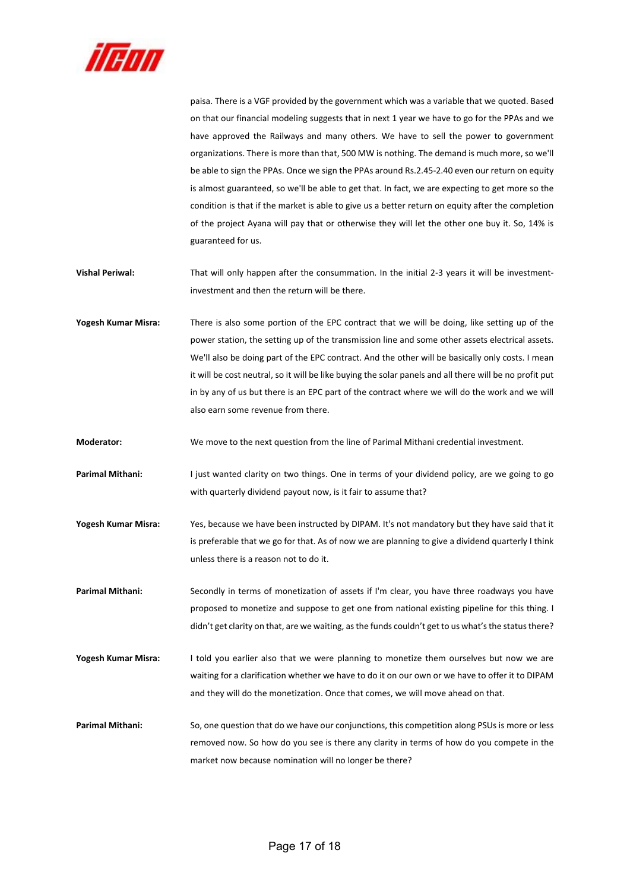paisa. There is a VGF provided by the government which was a variable that we quoted. Based on that our financial modeling suggests that in next 1 year we have to go for the PPAs and we have approved the Railways and many others. We have to sell the power to government organizations. There is more than that, 500 MW is nothing. The demand is much more, so we'll be able to sign the PPAs. Once we sign the PPAs around Rs.2.45-2.40 even our return on equity is almost guaranteed, so we'll be able to get that. In fact, we are expecting to get more so the condition is that if the market is able to give us a better return on equity after the completion of the project Ayana will pay that or otherwise they will let the other one buy it. So, 14% is guaranteed for us.

**Vishal Periwal:** That will only happen after the consummation. In the initial 2-3 years it will be investment-investment and then the return will be there.

**Yogesh Kumar Misra:** There is also some portion of the EPC contract that we will be doing, like setting up of the power station, the setting up of the transmission line and some other assets electrical assets. We'll also be doing part of the EPC contract. And the other will be basically only costs. I mean it will be cost neutral, so it will be like buying the solar panels and all there will be no profit put in by any of us but there is an EPC part of the contract where we will do the work and we will also earn some revenue from there.

**Moderator:** We move to the next question from the line of Parimal Mithani credential investment.

**Parimal Mithani:** I just wanted clarity on two things. One in terms of your dividend policy, are we going to go with quarterly dividend payout now, is it fair to assume that?

**Yogesh Kumar Misra:** Yes, because we have been instructed by DIPAM. It's not mandatory but they have said that it is preferable that we go for that. As of now we are planning to give a dividend quarterly I think unless there is a reason not to do it.

**Parimal Mithani:** Secondly in terms of monetization of assets if I'm clear, you have three roadways you have proposed to monetize and suppose to get one from national existing pipeline for this thing. I didn't get clarity on that, are we waiting, as the funds couldn't get to us what's the status there?

**Yogesh Kumar Misra:** I told you earlier also that we were planning to monetize them ourselves but now we are waiting for a clarification whether we have to do it on our own or we have to offer it to DIPAM and they will do the monetization. Once that comes, we will move ahead on that.

**Parimal Mithani:** So, one question that do we have our conjunctions, this competition along PSUs is more or less removed now. So how do you see is there any clarity in terms of how do you compete in the market now because nomination will no longer be there?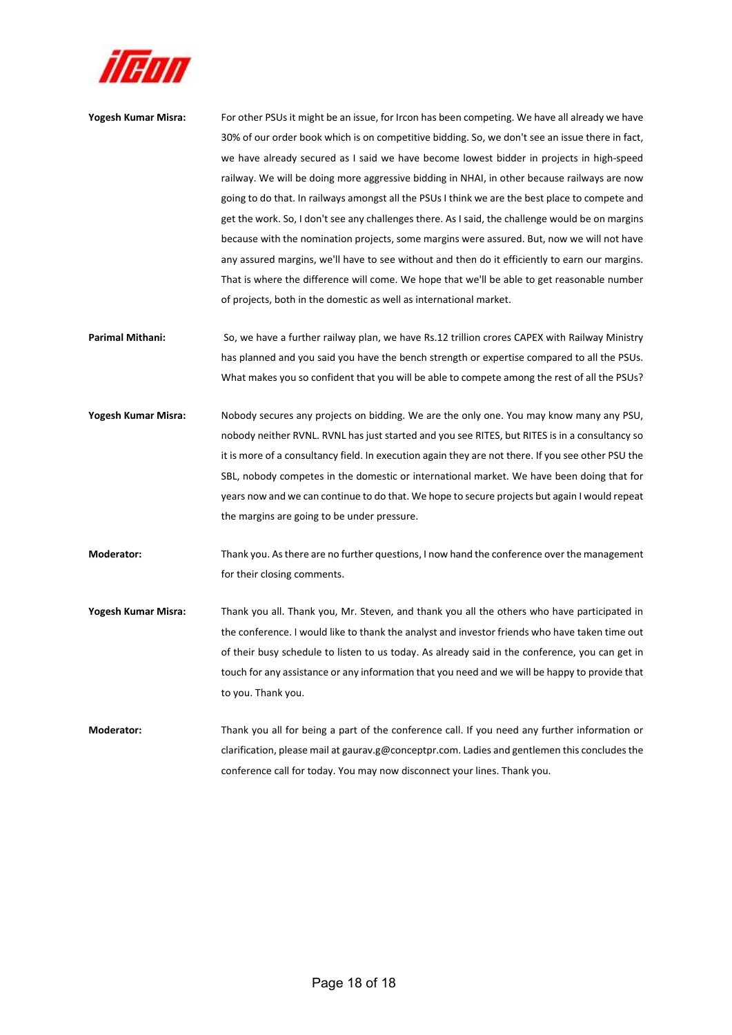**Yogesh Kumar Misra:** For other PSUs it might be an issue, for Ircon has been competing. We have all already we have 30% of our order book which is on competitive bidding. So, we don't see an issue there in fact, we have already secured as I said we have become lowest bidder in projects in high-speed railway. We will be doing more aggressive bidding in NHAI, in other because railways are now going to do that. In railways amongst all the PSUs I think we are the best place to compete and get the work. So, I don't see any challenges there. As I said, the challenge would be on margins because with the nomination projects, some margins were assured. But, now we will not have any assured margins, we'll have to see without and then do it efficiently to earn our margins. That is where the difference will come. We hope that we'll be able to get reasonable number of projects, both in the domestic as well as international market.

**Parimal Mithani:** So, we have a further railway plan, we have Rs.12 trillion crores CAPEX with Railway Ministry has planned and you said you have the bench strength or expertise compared to all the PSUs. What makes you so confident that you will be able to compete among the rest of all the PSUs?

**Yogesh Kumar Misra:** Nobody secures any projects on bidding. We are the only one. You may know many any PSU, nobody neither RVNL. RVNL has just started and you see RITES, but RITES is in a consultancy so it is more of a consultancy field. In execution again they are not there. If you see other PSU the SBL, nobody competes in the domestic or international market. We have been doing that for years now and we can continue to do that. We hope to secure projects but again I would repeat the margins are going to be under pressure.

**Moderator:** Thank you. As there are no further questions, I now hand the conference over the management for their closing comments.

**Yogesh Kumar Misra:** Thank you all. Thank you, Mr. Steven, and thank you all the others who have participated in the conference. I would like to thank the analyst and investor friends who have taken time out of their busy schedule to listen to us today. As already said in the conference, you can get in touch for any assistance or any information that you need and we will be happy to provide that to you. Thank you.

**Moderator:** Thank you all for being a part of the conference call. If you need any further information or clarification, please mail at gaurav.g@conceptpr.com. Ladies and gentlemen this concludes the conference call for today. You may now disconnect your lines. Thank you.